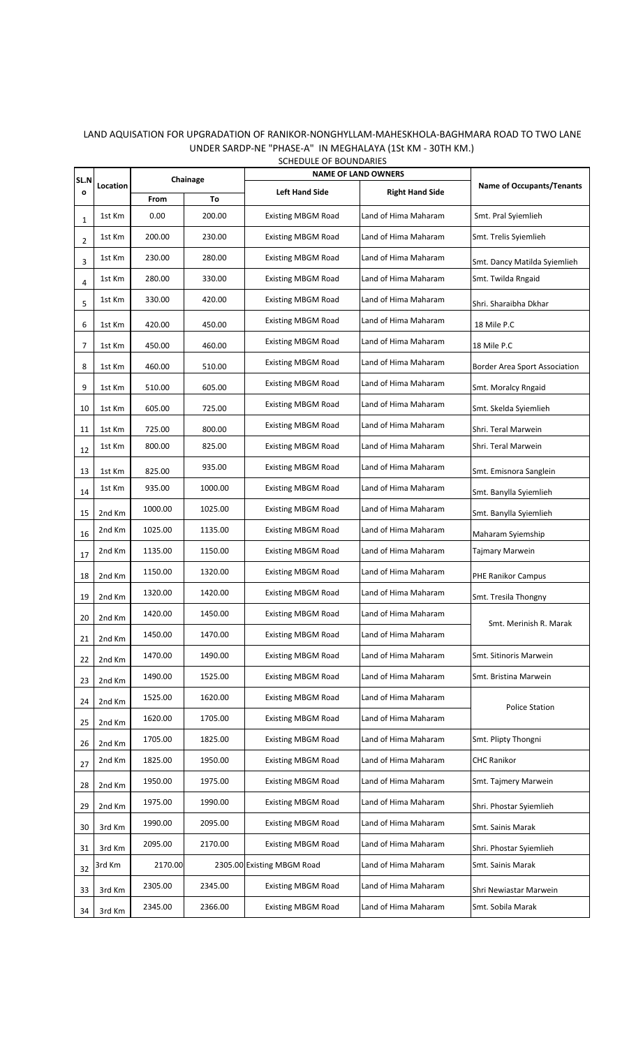LAND AQUISATION FOR UPGRADATION OF RANIKOR-NONGHYLLAM-MAHESKHOLA-BAGHMARA ROAD TO TWO LANE UNDER SARDP-NE "PHASE-A" IN MEGHALAYA (1St KM - 30TH KM.)

SCHEDULE OF BOUNDARIES

| SL.No | Location | Chainage | | NAME OF LAND OWNERS | | Name of Occupants/Tenants |
|---|---|---|---|---|---|---|
| | | From | To | Left Hand Side | Right Hand Side | |
| 1 | 1st Km | 0.00 | 200.00 | Existing MBGM Road | Land of Hima Maharam | Smt. Pral Syiemlieh |
| 2 | 1st Km | 200.00 | 230.00 | Existing MBGM Road | Land of Hima Maharam | Smt. Trelis Syiemlieh |
| 3 | 1st Km | 230.00 | 280.00 | Existing MBGM Road | Land of Hima Maharam | Smt. Dancy Matilda Syiemlieh |
| 4 | 1st Km | 280.00 | 330.00 | Existing MBGM Road | Land of Hima Maharam | Smt. Twilda Rngaid |
| 5 | 1st Km | 330.00 | 420.00 | Existing MBGM Road | Land of Hima Maharam | Shri. Sharaibha Dkhar |
| 6 | 1st Km | 420.00 | 450.00 | Existing MBGM Road | Land of Hima Maharam | 18 Mile P.C |
| 7 | 1st Km | 450.00 | 460.00 | Existing MBGM Road | Land of Hima Maharam | 18 Mile P.C |
| 8 | 1st Km | 460.00 | 510.00 | Existing MBGM Road | Land of Hima Maharam | Border Area Sport Association |
| 9 | 1st Km | 510.00 | 605.00 | Existing MBGM Road | Land of Hima Maharam | Smt. Moralcy Rngaid |
| 10 | 1st Km | 605.00 | 725.00 | Existing MBGM Road | Land of Hima Maharam | Smt. Skelda Syiemlieh |
| 11 | 1st Km | 725.00 | 800.00 | Existing MBGM Road | Land of Hima Maharam | Shri. Teral Marwein |
| 12 | 1st Km | 800.00 | 825.00 | Existing MBGM Road | Land of Hima Maharam | Shri. Teral Marwein |
| 13 | 1st Km | 825.00 | 935.00 | Existing MBGM Road | Land of Hima Maharam | Smt. Emisnora Sanglein |
| 14 | 1st Km | 935.00 | 1000.00 | Existing MBGM Road | Land of Hima Maharam | Smt. Banylla Syiemlieh |
| 15 | 2nd Km | 1000.00 | 1025.00 | Existing MBGM Road | Land of Hima Maharam | Smt. Banylla Syiemlieh |
| 16 | 2nd Km | 1025.00 | 1135.00 | Existing MBGM Road | Land of Hima Maharam | Maharam Syiemship |
| 17 | 2nd Km | 1135.00 | 1150.00 | Existing MBGM Road | Land of Hima Maharam | Tajmary Marwein |
| 18 | 2nd Km | 1150.00 | 1320.00 | Existing MBGM Road | Land of Hima Maharam | PHE Ranikor Campus |
| 19 | 2nd Km | 1320.00 | 1420.00 | Existing MBGM Road | Land of Hima Maharam | Smt. Tresila Thongny |
| 20 | 2nd Km | 1420.00 | 1450.00 | Existing MBGM Road | Land of Hima Maharam | Smt. Merinish R. Marak |
| 21 | 2nd Km | 1450.00 | 1470.00 | Existing MBGM Road | Land of Hima Maharam | |
| 22 | 2nd Km | 1470.00 | 1490.00 | Existing MBGM Road | Land of Hima Maharam | Smt. Sitinoris Marwein |
| 23 | 2nd Km | 1490.00 | 1525.00 | Existing MBGM Road | Land of Hima Maharam | Smt. Bristina Marwein |
| 24 | 2nd Km | 1525.00 | 1620.00 | Existing MBGM Road | Land of Hima Maharam | Police Station |
| 25 | 2nd Km | 1620.00 | 1705.00 | Existing MBGM Road | Land of Hima Maharam | |
| 26 | 2nd Km | 1705.00 | 1825.00 | Existing MBGM Road | Land of Hima Maharam | Smt. Plipty Thongni |
| 27 | 2nd Km | 1825.00 | 1950.00 | Existing MBGM Road | Land of Hima Maharam | CHC Ranikor |
| 28 | 2nd Km | 1950.00 | 1975.00 | Existing MBGM Road | Land of Hima Maharam | Smt. Tajmery Marwein |
| 29 | 2nd Km | 1975.00 | 1990.00 | Existing MBGM Road | Land of Hima Maharam | Shri. Phostar Syiemlieh |
| 30 | 3rd Km | 1990.00 | 2095.00 | Existing MBGM Road | Land of Hima Maharam | Smt. Sainis Marak |
| 31 | 3rd Km | 2095.00 | 2170.00 | Existing MBGM Road | Land of Hima Maharam | Shri. Phostar Syiemlieh |
| 32 | 3rd Km | 2170.00 | 2305.00 | Existing MBGM Road | Land of Hima Maharam | Smt. Sainis Marak |
| 33 | 3rd Km | 2305.00 | 2345.00 | Existing MBGM Road | Land of Hima Maharam | Shri Newiastar Marwein |
| 34 | 3rd Km | 2345.00 | 2366.00 | Existing MBGM Road | Land of Hima Maharam | Smt. Sobila Marak |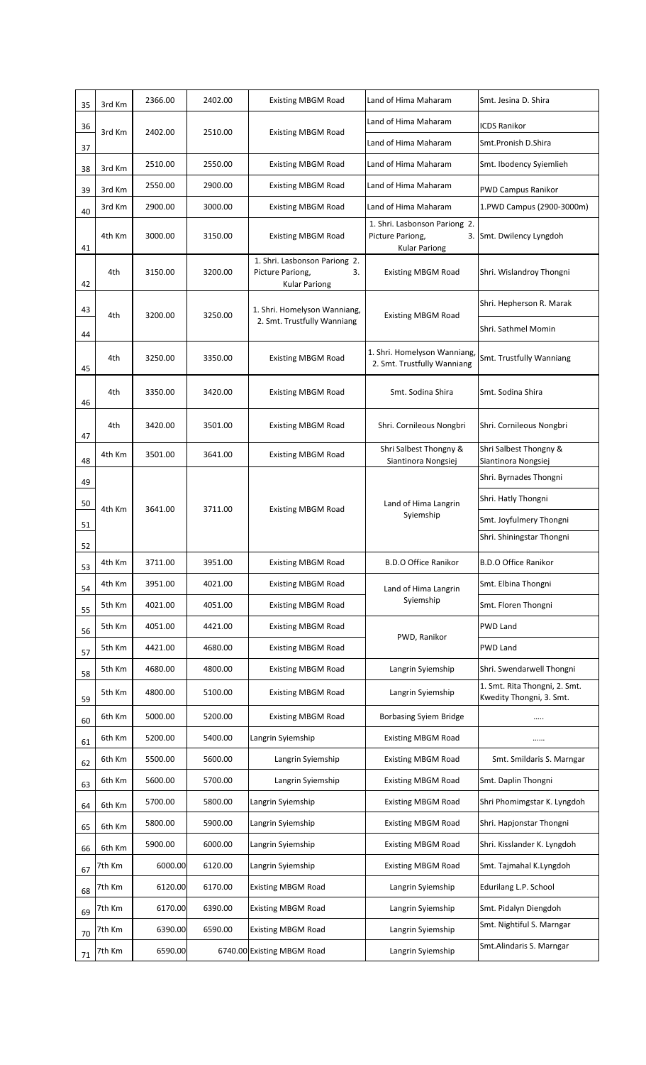| 35 | 3rd Km | 2366.00 | 2402.00 | Existing MBGM Road | Land of Hima Maharam | Smt. Jesina D. Shira |
|---|---|---|---|---|---|---|
| 36 | 3rd Km | 2402.00 | 2510.00 | Existing MBGM Road | Land of Hima Maharam | ICDS Ranikor |
| 37 | | | | | Land of Hima Maharam | Smt.Pronish D.Shira |
| 38 | 3rd Km | 2510.00 | 2550.00 | Existing MBGM Road | Land of Hima Maharam | Smt. Ibodency Syiemlieh |
| 39 | 3rd Km | 2550.00 | 2900.00 | Existing MBGM Road | Land of Hima Maharam | PWD Campus Ranikor |
| 40 | 3rd Km | 2900.00 | 3000.00 | Existing MBGM Road | Land of Hima Maharam | 1.PWD Campus (2900-3000m) |
| 41 | 4th Km | 3000.00 | 3150.00 | Existing MBGM Road | 1. Shri. Lasbonson Pariong 2. Picture Pariong, 3. Kular Pariong | Smt. Dwilency Lyngdoh |
| 42 | 4th | 3150.00 | 3200.00 | 1. Shri. Lasbonson Pariong 2. Picture Pariong, 3. Kular Pariong | Existing MBGM Road | Shri. Wislandroy Thongni |
| 43 | 4th | 3200.00 | 3250.00 | 1. Shri. Homelyson Wanniang, 2. Smt. Trustfully Wanniang | Existing MBGM Road | Shri. Hepherson R. Marak |
| 44 | | | | | | Shri. Sathmel Momin |
| 45 | 4th | 3250.00 | 3350.00 | Existing MBGM Road | 1. Shri. Homelyson Wanniang, 2. Smt. Trustfully Wanniang | Smt. Trustfully Wanniang |
| 46 | 4th | 3350.00 | 3420.00 | Existing MBGM Road | Smt. Sodina Shira | Smt. Sodina Shira |
| 47 | 4th | 3420.00 | 3501.00 | Existing MBGM Road | Shri. Cornileous Nongbri | Shri. Cornileous Nongbri |
| 48 | 4th Km | 3501.00 | 3641.00 | Existing MBGM Road | Shri Salbest Thongny & Siantinora Nongsiej | Shri Salbest Thongny & Siantinora Nongsiej |
| 49 | 4th Km | 3641.00 | 3711.00 | Existing MBGM Road | Land of Hima Langrin Syiemship | Shri. Byrnades Thongni |
| 50 | | | | | | Shri. Hatly Thongni |
| 51 | | | | | | Smt. Joyfulmery Thongni |
| 52 | | | | | | Shri. Shiningstar Thongni |
| 53 | 4th Km | 3711.00 | 3951.00 | Existing MBGM Road | B.D.O Office Ranikor | B.D.O Office Ranikor |
| 54 | 4th Km | 3951.00 | 4021.00 | Existing MBGM Road | Land of Hima Langrin Syiemship | Smt. Elbina Thongni |
| 55 | 5th Km | 4021.00 | 4051.00 | Existing MBGM Road | | Smt. Floren Thongni |
| 56 | 5th Km | 4051.00 | 4421.00 | Existing MBGM Road | PWD, Ranikor | PWD Land |
| 57 | 5th Km | 4421.00 | 4680.00 | Existing MBGM Road | | PWD Land |
| 58 | 5th Km | 4680.00 | 4800.00 | Existing MBGM Road | Langrin Syiemship | Shri. Swendarwell Thongni |
| 59 | 5th Km | 4800.00 | 5100.00 | Existing MBGM Road | Langrin Syiemship | 1. Smt. Rita Thongni, 2. Smt. Kwedity Thongni, 3. Smt. |
| 60 | 6th Km | 5000.00 | 5200.00 | Existing MBGM Road | Borbasing Syiem Bridge | ..... |
| 61 | 6th Km | 5200.00 | 5400.00 | Langrin Syiemship | Existing MBGM Road | ...... |
| 62 | 6th Km | 5500.00 | 5600.00 | Langrin Syiemship | Existing MBGM Road | Smt. Smildaris S. Marngar |
| 63 | 6th Km | 5600.00 | 5700.00 | Langrin Syiemship | Existing MBGM Road | Smt. Daplin Thongni |
| 64 | 6th Km | 5700.00 | 5800.00 | Langrin Syiemship | Existing MBGM Road | Shri Phomimgstar K. Lyngdoh |
| 65 | 6th Km | 5800.00 | 5900.00 | Langrin Syiemship | Existing MBGM Road | Shri. Hapjonstar Thongni |
| 66 | 6th Km | 5900.00 | 6000.00 | Langrin Syiemship | Existing MBGM Road | Shri. Kisslander K. Lyngdoh |
| 67 | 7th Km | 6000.00 | 6120.00 | Langrin Syiemship | Existing MBGM Road | Smt. Tajmahal K.Lyngdoh |
| 68 | 7th Km | 6120.00 | 6170.00 | Existing MBGM Road | Langrin Syiemship | Edurilang L.P. School |
| 69 | 7th Km | 6170.00 | 6390.00 | Existing MBGM Road | Langrin Syiemship | Smt. Pidalyn Diengdoh |
| 70 | 7th Km | 6390.00 | 6590.00 | Existing MBGM Road | Langrin Syiemship | Smt. Nightiful S. Marngar |
| 71 | 7th Km | 6590.00 | 6740.00 | Existing MBGM Road | Langrin Syiemship | Smt.Alindaris S. Marngar |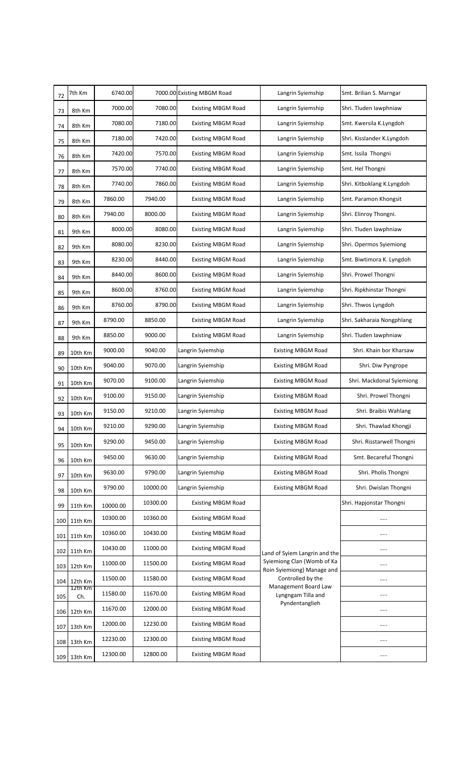| 72 | 7th Km | 6740.00 | 7000.00 | Existing MBGM Road | Langrin Syiemship | Smt. Brilian S. Marngar |
|---|---|---|---|---|---|---|
| 73 | 8th Km | 7000.00 | 7080.00 | Existing MBGM Road | Langrin Syiemship | Shri. Tluden Iawphniaw |
| 74 | 8th Km | 7080.00 | 7180.00 | Existing MBGM Road | Langrin Syiemship | Smt. Kwersila K.Lyngdoh |
| 75 | 8th Km | 7180.00 | 7420.00 | Existing MBGM Road | Langrin Syiemship | Shri. Kisslander K.Lyngdoh |
| 76 | 8th Km | 7420.00 | 7570.00 | Existing MBGM Road | Langrin Syiemship | Smt. Issila Thongni |
| 77 | 8th Km | 7570.00 | 7740.00 | Existing MBGM Road | Langrin Syiemship | Smt. Hel Thongni |
| 78 | 8th Km | 7740.00 | 7860.00 | Existing MBGM Road | Langrin Syiemship | Shri. Kitboklang K.Lyngdoh |
| 79 | 8th Km | 7860.00 | 7940.00 | Existing MBGM Road | Langrin Syiemship | Smt. Paramon Khongsit |
| 80 | 8th Km | 7940.00 | 8000.00 | Existing MBGM Road | Langrin Syiemship | Shri. Elinroy Thongni. |
| 81 | 9th Km | 8000.00 | 8080.00 | Existing MBGM Road | Langrin Syiemship | Shri. Tluden Iawphniaw |
| 82 | 9th Km | 8080.00 | 8230.00 | Existing MBGM Road | Langrin Syiemship | Shri. Opermos Syiemiong |
| 83 | 9th Km | 8230.00 | 8440.00 | Existing MBGM Road | Langrin Syiemship | Smt. Biwtimora K. Lyngdoh |
| 84 | 9th Km | 8440.00 | 8600.00 | Existing MBGM Road | Langrin Syiemship | Shri. Prowel Thongni |
| 85 | 9th Km | 8600.00 | 8760.00 | Existing MBGM Road | Langrin Syiemship | Shri. Ripkhinstar Thongni |
| 86 | 9th Km | 8760.00 | 8790.00 | Existing MBGM Road | Langrin Syiemship | Shri. Thwos Lyngdoh |
| 87 | 9th Km | 8790.00 | 8850.00 | Existing MBGM Road | Langrin Syiemship | Shri. Sakharaia Nongphlang |
| 88 | 9th Km | 8850.00 | 9000.00 | Existing MBGM Road | Langrin Syiemship | Shri. Tluden Iawphniaw |
| 89 | 10th Km | 9000.00 | 9040.00 | Langrin Syiemship | Existing MBGM Road | Shri. Khain bor Kharsaw |
| 90 | 10th Km | 9040.00 | 9070.00 | Langrin Syiemship | Existing MBGM Road | Shri. Diw Pyngrope |
| 91 | 10th Km | 9070.00 | 9100.00 | Langrin Syiemship | Existing MBGM Road | Shri. Mackdonal Syiemiong |
| 92 | 10th Km | 9100.00 | 9150.00 | Langrin Syiemship | Existing MBGM Road | Shri. Prowel Thongni |
| 93 | 10th Km | 9150.00 | 9210.00 | Langrin Syiemship | Existing MBGM Road | Shri. Braibis Wahlang |
| 94 | 10th Km | 9210.00 | 9290.00 | Langrin Syiemship | Existing MBGM Road | Shri. Thawlad Khongji |
| 95 | 10th Km | 9290.00 | 9450.00 | Langrin Syiemship | Existing MBGM Road | Shri. Risstarwell Thongni |
| 96 | 10th Km | 9450.00 | 9630.00 | Langrin Syiemship | Existing MBGM Road | Smt. Becareful Thongni |
| 97 | 10th Km | 9630.00 | 9790.00 | Langrin Syiemship | Existing MBGM Road | Shri. Pholis Thongni |
| 98 | 10th Km | 9790.00 | 10000.00 | Langrin Syiemship | Existing MBGM Road | Shri. Dwislan Thongni |
| 99 | 11th Km | 10000.00 | 10300.00 | Existing MBGM Road | Land of Syiem Langrin and the Syiemiong Clan (Womb of Ka Roin Syiemiong) Manage and Controlled by the Management Board Law Lyngngam Tilla and Pyndentanglieh | Shri. Hapjonstar Thongni |
| 100 | 11th Km | 10300.00 | 10360.00 | Existing MBGM Road | | ..... |
| 101 | 11th Km | 10360.00 | 10430.00 | Existing MBGM Road | | ..... |
| 102 | 11th Km | 10430.00 | 11000.00 | Existing MBGM Road | | ..... |
| 103 | 12th Km | 11000.00 | 11500.00 | Existing MBGM Road | | ..... |
| 104 | 12th Km | 11500.00 | 11580.00 | Existing MBGM Road | | ..... |
| 105 | 12th Km Ch. | 11580.00 | 11670.00 | Existing MBGM Road | | ..... |
| 106 | 12th Km | 11670.00 | 12000.00 | Existing MBGM Road | | ..... |
| 107 | 13th Km | 12000.00 | 12230.00 | Existing MBGM Road | | ..... |
| 108 | 13th Km | 12230.00 | 12300.00 | Existing MBGM Road | | ..... |
| 109 | 13th Km | 12300.00 | 12800.00 | Existing MBGM Road | | ..... |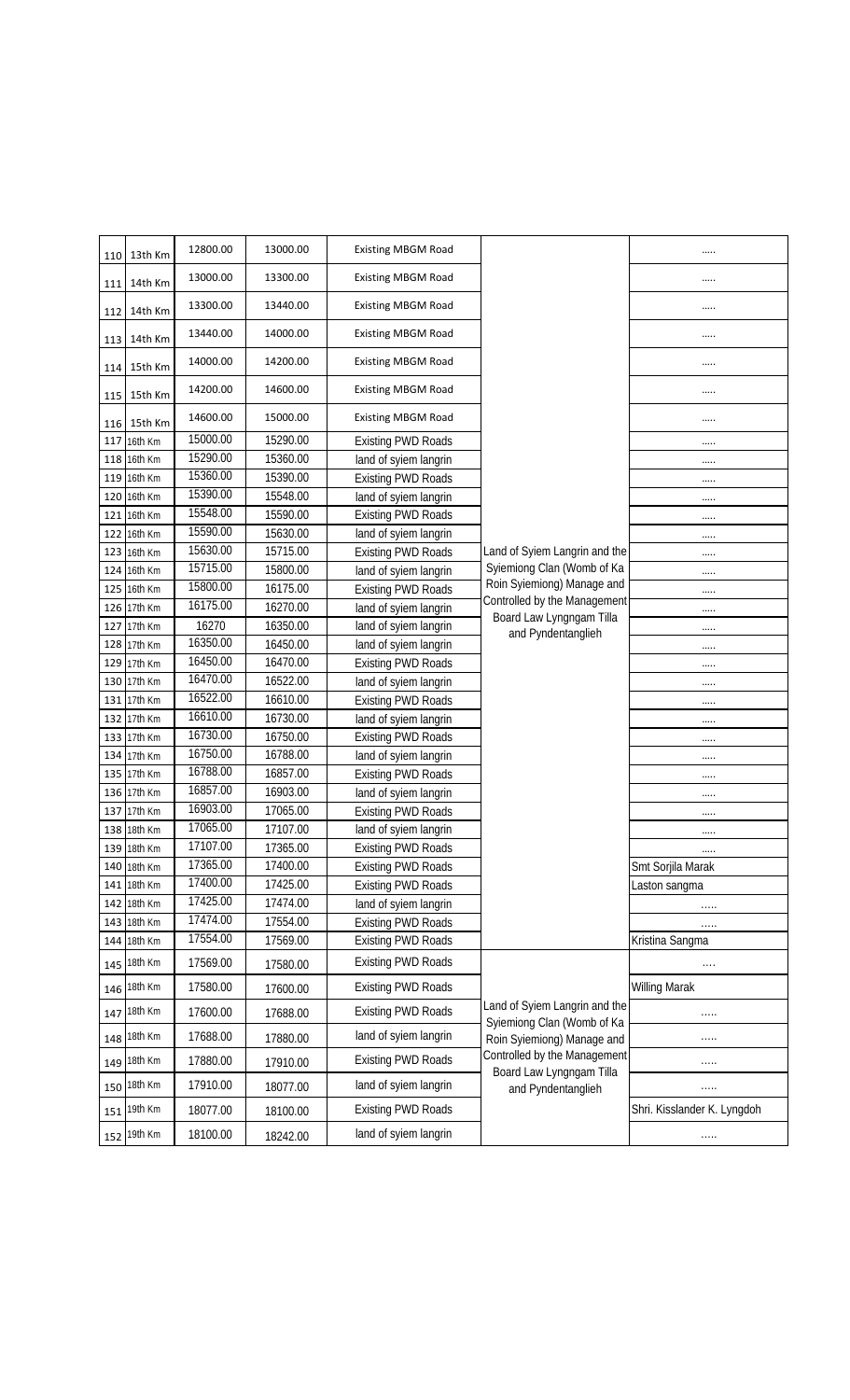| 110 | 13th Km | 12800.00 | 13000.00 | Existing MBGM Road | | ..... |
|---|---|---|---|---|---|---|
| 111 | 14th Km | 13000.00 | 13300.00 | Existing MBGM Road | | ..... |
| 112 | 14th Km | 13300.00 | 13440.00 | Existing MBGM Road | | ..... |
| 113 | 14th Km | 13440.00 | 14000.00 | Existing MBGM Road | | ..... |
| 114 | 15th Km | 14000.00 | 14200.00 | Existing MBGM Road | | ..... |
| 115 | 15th Km | 14200.00 | 14600.00 | Existing MBGM Road | | ..... |
| 116 | 15th Km | 14600.00 | 15000.00 | Existing MBGM Road | | ..... |
| 117 | 16th Km | 15000.00 | 15290.00 | Existing PWD Roads | | ..... |
| 118 | 16th Km | 15290.00 | 15360.00 | land of syiem langrin | | ..... |
| 119 | 16th Km | 15360.00 | 15390.00 | Existing PWD Roads | | ..... |
| 120 | 16th Km | 15390.00 | 15548.00 | land of syiem langrin | | ..... |
| 121 | 16th Km | 15548.00 | 15590.00 | Existing PWD Roads | | ..... |
| 122 | 16th Km | 15590.00 | 15630.00 | land of syiem langrin | | ..... |
| 123 | 16th Km | 15630.00 | 15715.00 | Existing PWD Roads | Land of Syiem Langrin and the Syiemiong Clan (Womb of Ka Roin Syiemiong) Manage and Controlled by the Management Board Law Lyngngam Tilla and Pyndentanglieh | ..... |
| 124 | 16th Km | 15715.00 | 15800.00 | land of syiem langrin | | ..... |
| 125 | 16th Km | 15800.00 | 16175.00 | Existing PWD Roads | | ..... |
| 126 | 17th Km | 16175.00 | 16270.00 | land of syiem langrin | | ..... |
| 127 | 17th Km | 16270 | 16350.00 | land of syiem langrin | | ..... |
| 128 | 17th Km | 16350.00 | 16450.00 | land of syiem langrin | | ..... |
| 129 | 17th Km | 16450.00 | 16470.00 | Existing PWD Roads | | ..... |
| 130 | 17th Km | 16470.00 | 16522.00 | land of syiem langrin | | ..... |
| 131 | 17th Km | 16522.00 | 16610.00 | Existing PWD Roads | | ..... |
| 132 | 17th Km | 16610.00 | 16730.00 | land of syiem langrin | | ..... |
| 133 | 17th Km | 16730.00 | 16750.00 | Existing PWD Roads | | ..... |
| 134 | 17th Km | 16750.00 | 16788.00 | land of syiem langrin | | ..... |
| 135 | 17th Km | 16788.00 | 16857.00 | Existing PWD Roads | | ..... |
| 136 | 17th Km | 16857.00 | 16903.00 | land of syiem langrin | | ..... |
| 137 | 17th Km | 16903.00 | 17065.00 | Existing PWD Roads | | ..... |
| 138 | 18th Km | 17065.00 | 17107.00 | land of syiem langrin | | ..... |
| 139 | 18th Km | 17107.00 | 17365.00 | Existing PWD Roads | | ..... |
| 140 | 18th Km | 17365.00 | 17400.00 | Existing PWD Roads | | Smt Sorjila Marak |
| 141 | 18th Km | 17400.00 | 17425.00 | Existing PWD Roads | | Laston sangma |
| 142 | 18th Km | 17425.00 | 17474.00 | land of syiem langrin | | ..... |
| 143 | 18th Km | 17474.00 | 17554.00 | Existing PWD Roads | | ..... |
| 144 | 18th Km | 17554.00 | 17569.00 | Existing PWD Roads | | Kristina Sangma |
| 145 | 18th Km | 17569.00 | 17580.00 | Existing PWD Roads | Land of Syiem Langrin and the Syiemiong Clan (Womb of Ka Roin Syiemiong) Manage and Controlled by the Management Board Law Lyngngam Tilla and Pyndentanglieh | .... |
| 146 | 18th Km | 17580.00 | 17600.00 | Existing PWD Roads | | Willing Marak |
| 147 | 18th Km | 17600.00 | 17688.00 | Existing PWD Roads | | ..... |
| 148 | 18th Km | 17688.00 | 17880.00 | land of syiem langrin | | ..... |
| 149 | 18th Km | 17880.00 | 17910.00 | Existing PWD Roads | | ..... |
| 150 | 18th Km | 17910.00 | 18077.00 | land of syiem langrin | | ..... |
| 151 | 19th Km | 18077.00 | 18100.00 | Existing PWD Roads | | Shri. Kisslander K. Lyngdoh |
| 152 | 19th Km | 18100.00 | 18242.00 | land of syiem langrin | | ..... |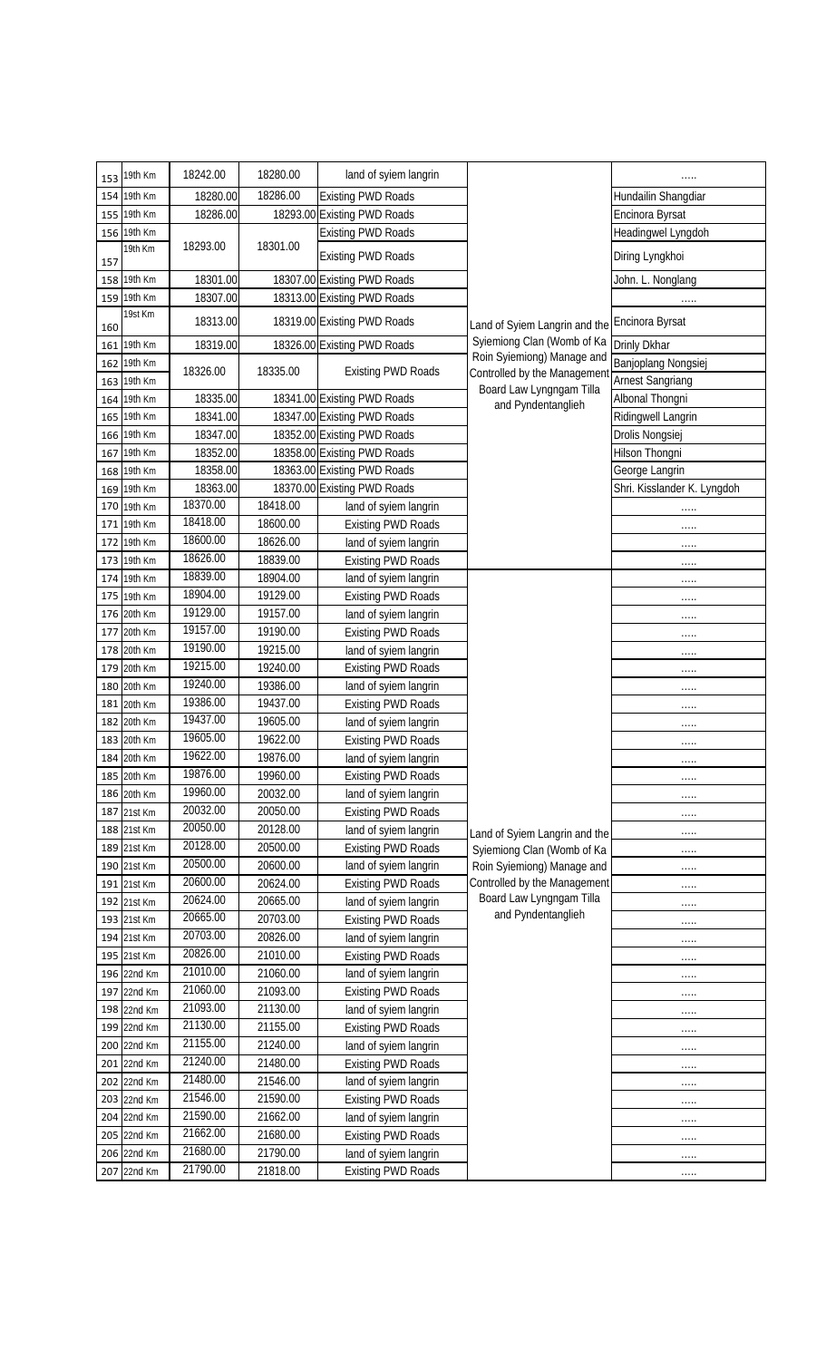| | | | | | | |
|---|---|---|---|---|---|---|
| 153 | 19th Km | 18242.00 | 18280.00 | land of syiem langrin | | ..... |
| 154 | 19th Km | 18280.00 | 18286.00 | Existing PWD Roads | | Hundailin Shangdiar |
| 155 | 19th Km | 18286.00 | 18293.00 | Existing PWD Roads | | Encinora Byrsat |
| 156 | 19th Km | 18293.00 | 18301.00 | Existing PWD Roads | | Headingwel Lyngdoh |
| 157 | 19th Km | | | Existing PWD Roads | | Diring Lyngkhoi |
| 158 | 19th Km | 18301.00 | 18307.00 | Existing PWD Roads | | John. L. Nonglang |
| 159 | 19th Km | 18307.00 | 18313.00 | Existing PWD Roads | | ..... |
| 160 | 19st Km | 18313.00 | 18319.00 | Existing PWD Roads | Land of Syiem Langrin and the Syiemiong Clan (Womb of Ka Roin Syiemiong) Manage and Controlled by the Management Board Law Lyngngam Tilla and Pyndentanglieh | Encinora Byrsat |
| 161 | 19th Km | 18319.00 | 18326.00 | Existing PWD Roads | | Drinly Dkhar |
| 162 | 19th Km | 18326.00 | 18335.00 | Existing PWD Roads | | Banjoplang Nongsiej |
| 163 | 19th Km | | | | | Arnest Sangriang |
| 164 | 19th Km | 18335.00 | 18341.00 | Existing PWD Roads | | Albonal Thongni |
| 165 | 19th Km | 18341.00 | 18347.00 | Existing PWD Roads | | Ridingwell Langrin |
| 166 | 19th Km | 18347.00 | 18352.00 | Existing PWD Roads | | Drolis Nongsiej |
| 167 | 19th Km | 18352.00 | 18358.00 | Existing PWD Roads | | Hilson Thongni |
| 168 | 19th Km | 18358.00 | 18363.00 | Existing PWD Roads | | George Langrin |
| 169 | 19th Km | 18363.00 | 18370.00 | Existing PWD Roads | | Shri. Kisslander K. Lyngdoh |
| 170 | 19th Km | 18370.00 | 18418.00 | land of syiem langrin | | ..... |
| 171 | 19th Km | 18418.00 | 18600.00 | Existing PWD Roads | | ..... |
| 172 | 19th Km | 18600.00 | 18626.00 | land of syiem langrin | | ..... |
| 173 | 19th Km | 18626.00 | 18839.00 | Existing PWD Roads | | ..... |
| 174 | 19th Km | 18839.00 | 18904.00 | land of syiem langrin | | ..... |
| 175 | 19th Km | 18904.00 | 19129.00 | Existing PWD Roads | | ..... |
| 176 | 20th Km | 19129.00 | 19157.00 | land of syiem langrin | | ..... |
| 177 | 20th Km | 19157.00 | 19190.00 | Existing PWD Roads | | ..... |
| 178 | 20th Km | 19190.00 | 19215.00 | land of syiem langrin | | ..... |
| 179 | 20th Km | 19215.00 | 19240.00 | Existing PWD Roads | | ..... |
| 180 | 20th Km | 19240.00 | 19386.00 | land of syiem langrin | | ..... |
| 181 | 20th Km | 19386.00 | 19437.00 | Existing PWD Roads | | ..... |
| 182 | 20th Km | 19437.00 | 19605.00 | land of syiem langrin | | ..... |
| 183 | 20th Km | 19605.00 | 19622.00 | Existing PWD Roads | | ..... |
| 184 | 20th Km | 19622.00 | 19876.00 | land of syiem langrin | | ..... |
| 185 | 20th Km | 19876.00 | 19960.00 | Existing PWD Roads | | ..... |
| 186 | 20th Km | 19960.00 | 20032.00 | land of syiem langrin | | ..... |
| 187 | 21st Km | 20032.00 | 20050.00 | Existing PWD Roads | | ..... |
| 188 | 21st Km | 20050.00 | 20128.00 | land of syiem langrin | Land of Syiem Langrin and the Syiemiong Clan (Womb of Ka Roin Syiemiong) Manage and Controlled by the Management Board Law Lyngngam Tilla and Pyndentanglieh | ..... |
| 189 | 21st Km | 20128.00 | 20500.00 | Existing PWD Roads | | ..... |
| 190 | 21st Km | 20500.00 | 20600.00 | land of syiem langrin | | ..... |
| 191 | 21st Km | 20600.00 | 20624.00 | Existing PWD Roads | | ..... |
| 192 | 21st Km | 20624.00 | 20665.00 | land of syiem langrin | | ..... |
| 193 | 21st Km | 20665.00 | 20703.00 | Existing PWD Roads | | ..... |
| 194 | 21st Km | 20703.00 | 20826.00 | land of syiem langrin | | ..... |
| 195 | 21st Km | 20826.00 | 21010.00 | Existing PWD Roads | | ..... |
| 196 | 22nd Km | 21010.00 | 21060.00 | land of syiem langrin | | ..... |
| 197 | 22nd Km | 21060.00 | 21093.00 | Existing PWD Roads | | ..... |
| 198 | 22nd Km | 21093.00 | 21130.00 | land of syiem langrin | | ..... |
| 199 | 22nd Km | 21130.00 | 21155.00 | Existing PWD Roads | | ..... |
| 200 | 22nd Km | 21155.00 | 21240.00 | land of syiem langrin | | ..... |
| 201 | 22nd Km | 21240.00 | 21480.00 | Existing PWD Roads | | ..... |
| 202 | 22nd Km | 21480.00 | 21546.00 | land of syiem langrin | | ..... |
| 203 | 22nd Km | 21546.00 | 21590.00 | Existing PWD Roads | | ..... |
| 204 | 22nd Km | 21590.00 | 21662.00 | land of syiem langrin | | ..... |
| 205 | 22nd Km | 21662.00 | 21680.00 | Existing PWD Roads | | ..... |
| 206 | 22nd Km | 21680.00 | 21790.00 | land of syiem langrin | | ..... |
| 207 | 22nd Km | 21790.00 | 21818.00 | Existing PWD Roads | | ..... |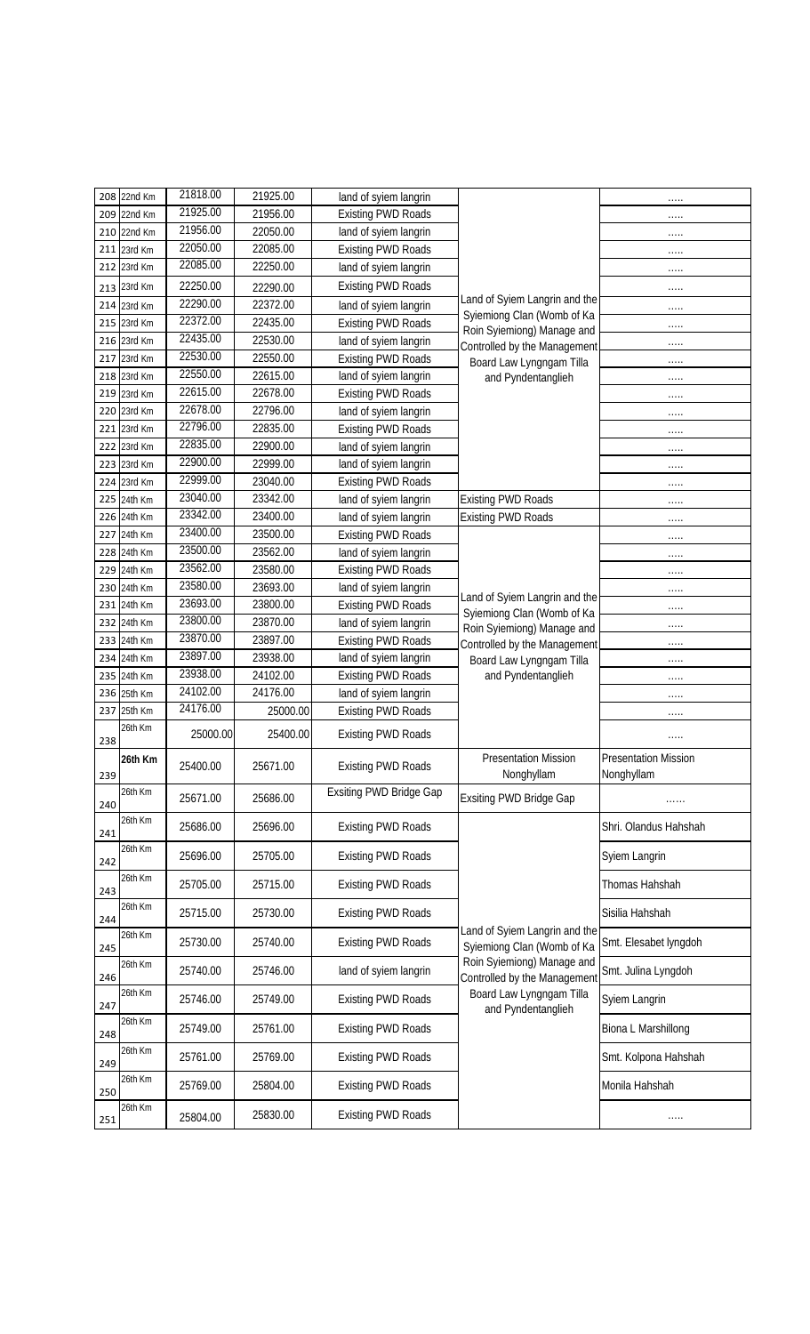| | | | | | | |
|---|---|---|---|---|---|---|
| 208 | 22nd Km | 21818.00 | 21925.00 | land of syiem langrin | | ..... |
| 209 | 22nd Km | 21925.00 | 21956.00 | Existing PWD Roads | | ..... |
| 210 | 22nd Km | 21956.00 | 22050.00 | land of syiem langrin | | ..... |
| 211 | 23rd Km | 22050.00 | 22085.00 | Existing PWD Roads | | ..... |
| 212 | 23rd Km | 22085.00 | 22250.00 | land of syiem langrin | | ..... |
| 213 | 23rd Km | 22250.00 | 22290.00 | Existing PWD Roads | | ..... |
| 214 | 23rd Km | 22290.00 | 22372.00 | land of syiem langrin | Land of Syiem Langrin and the Syiemiong Clan (Womb of Ka Roin Syiemiong) Manage and Controlled by the Management Board Law Lyngngam Tilla and Pyndentanglieh | ..... |
| 215 | 23rd Km | 22372.00 | 22435.00 | Existing PWD Roads | | ..... |
| 216 | 23rd Km | 22435.00 | 22530.00 | land of syiem langrin | | ..... |
| 217 | 23rd Km | 22530.00 | 22550.00 | Existing PWD Roads | | ..... |
| 218 | 23rd Km | 22550.00 | 22615.00 | land of syiem langrin | | ..... |
| 219 | 23rd Km | 22615.00 | 22678.00 | Existing PWD Roads | | ..... |
| 220 | 23rd Km | 22678.00 | 22796.00 | land of syiem langrin | | ..... |
| 221 | 23rd Km | 22796.00 | 22835.00 | Existing PWD Roads | | ..... |
| 222 | 23rd Km | 22835.00 | 22900.00 | land of syiem langrin | | ..... |
| 223 | 23rd Km | 22900.00 | 22999.00 | land of syiem langrin | | ..... |
| 224 | 23rd Km | 22999.00 | 23040.00 | Existing PWD Roads | | ..... |
| 225 | 24th Km | 23040.00 | 23342.00 | land of syiem langrin | Existing PWD Roads | ..... |
| 226 | 24th Km | 23342.00 | 23400.00 | land of syiem langrin | Existing PWD Roads | ..... |
| 227 | 24th Km | 23400.00 | 23500.00 | Existing PWD Roads | | ..... |
| 228 | 24th Km | 23500.00 | 23562.00 | land of syiem langrin | | ..... |
| 229 | 24th Km | 23562.00 | 23580.00 | Existing PWD Roads | | ..... |
| 230 | 24th Km | 23580.00 | 23693.00 | land of syiem langrin | | ..... |
| 231 | 24th Km | 23693.00 | 23800.00 | Existing PWD Roads | Land of Syiem Langrin and the Syiemiong Clan (Womb of Ka Roin Syiemiong) Manage and Controlled by the Management Board Law Lyngngam Tilla and Pyndentanglieh | ..... |
| 232 | 24th Km | 23800.00 | 23870.00 | land of syiem langrin | | ..... |
| 233 | 24th Km | 23870.00 | 23897.00 | Existing PWD Roads | | ..... |
| 234 | 24th Km | 23897.00 | 23938.00 | land of syiem langrin | | ..... |
| 235 | 24th Km | 23938.00 | 24102.00 | Existing PWD Roads | | ..... |
| 236 | 25th Km | 24102.00 | 24176.00 | land of syiem langrin | | ..... |
| 237 | 25th Km | 24176.00 | 25000.00 | Existing PWD Roads | | ..... |
| 238 | 26th Km | 25000.00 | 25400.00 | Existing PWD Roads | | ..... |
| 239 | **26th Km** | 25400.00 | 25671.00 | Existing PWD Roads | Presentation Mission Nonghyllam | Presentation Mission Nonghyllam |
| 240 | 26th Km | 25671.00 | 25686.00 | Exsiting PWD Bridge Gap | Exsiting PWD Bridge Gap | ...... |
| 241 | 26th Km | 25686.00 | 25696.00 | Existing PWD Roads | | Shri. Olandus Hahshah |
| 242 | 26th Km | 25696.00 | 25705.00 | Existing PWD Roads | | Syiem Langrin |
| 243 | 26th Km | 25705.00 | 25715.00 | Existing PWD Roads | | Thomas Hahshah |
| 244 | 26th Km | 25715.00 | 25730.00 | Existing PWD Roads | | Sisilia Hahshah |
| 245 | 26th Km | 25730.00 | 25740.00 | Existing PWD Roads | Land of Syiem Langrin and the Syiemiong Clan (Womb of Ka Roin Syiemiong) Manage and Controlled by the Management Board Law Lyngngam Tilla and Pyndentanglieh | Smt. Elesabet lyngdoh |
| 246 | 26th Km | 25740.00 | 25746.00 | land of syiem langrin | | Smt. Julina Lyngdoh |
| 247 | 26th Km | 25746.00 | 25749.00 | Existing PWD Roads | | Syiem Langrin |
| 248 | 26th Km | 25749.00 | 25761.00 | Existing PWD Roads | | Biona L Marshillong |
| 249 | 26th Km | 25761.00 | 25769.00 | Existing PWD Roads | | Smt. Kolpona Hahshah |
| 250 | 26th Km | 25769.00 | 25804.00 | Existing PWD Roads | | Monila Hahshah |
| 251 | 26th Km | 25804.00 | 25830.00 | Existing PWD Roads | | ..... |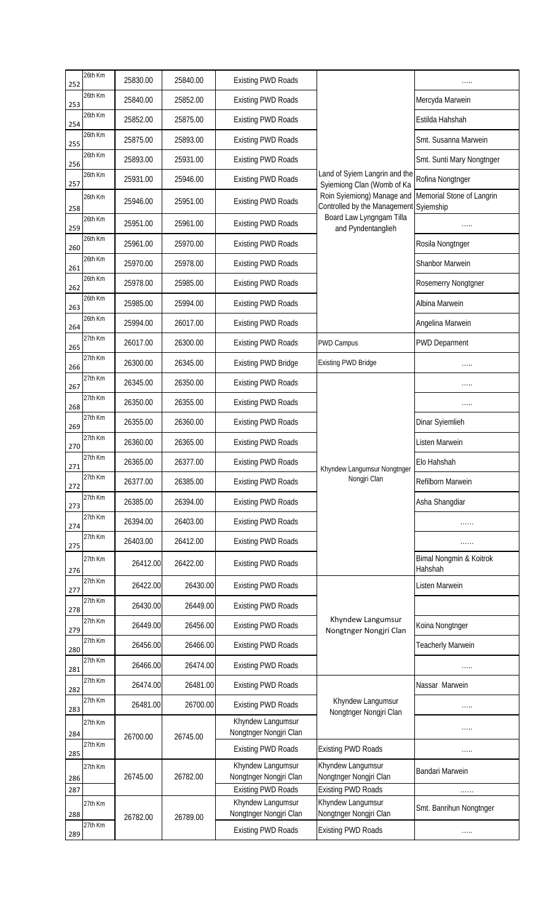| 252 | 26th Km | 25830.00 | 25840.00 | Existing PWD Roads | | ..... |
|---|---|---|---|---|---|---|
| 253 | 26th Km | 25840.00 | 25852.00 | Existing PWD Roads | | Mercyda Marwein |
| 254 | 26th Km | 25852.00 | 25875.00 | Existing PWD Roads | | Estilda Hahshah |
| 255 | 26th Km | 25875.00 | 25893.00 | Existing PWD Roads | | Smt. Susanna Marwein |
| 256 | 26th Km | 25893.00 | 25931.00 | Existing PWD Roads | | Smt. Sunti Mary Nongtnger |
| 257 | 26th Km | 25931.00 | 25946.00 | Existing PWD Roads | Land of Syiem Langrin and the Syiemiong Clan (Womb of Ka | Rofina Nongtnger |
| 258 | 26th Km | 25946.00 | 25951.00 | Existing PWD Roads | Roin Syiemiong) Manage and Controlled by the Management | Memorial Stone of Langrin Syiemship |
| 259 | 26th Km | 25951.00 | 25961.00 | Existing PWD Roads | Board Law Lyngngam Tilla and Pyndentanglieh | ..... |
| 260 | 26th Km | 25961.00 | 25970.00 | Existing PWD Roads | | Rosila Nongtnger |
| 261 | 26th Km | 25970.00 | 25978.00 | Existing PWD Roads | | Shanbor Marwein |
| 262 | 26th Km | 25978.00 | 25985.00 | Existing PWD Roads | | Rosemerry Nongtgner |
| 263 | 26th Km | 25985.00 | 25994.00 | Existing PWD Roads | | Albina Marwein |
| 264 | 26th Km | 25994.00 | 26017.00 | Existing PWD Roads | | Angelina Marwein |
| 265 | 27th Km | 26017.00 | 26300.00 | Existing PWD Roads | PWD Campus | PWD Deparment |
| 266 | 27th Km | 26300.00 | 26345.00 | Existing PWD Bridge | Existing PWD Bridge | ..... |
| 267 | 27th Km | 26345.00 | 26350.00 | Existing PWD Roads | | ..... |
| 268 | 27th Km | 26350.00 | 26355.00 | Existing PWD Roads | | ..... |
| 269 | 27th Km | 26355.00 | 26360.00 | Existing PWD Roads | | Dinar Syiemlieh |
| 270 | 27th Km | 26360.00 | 26365.00 | Existing PWD Roads | | Listen Marwein |
| 271 | 27th Km | 26365.00 | 26377.00 | Existing PWD Roads | Khyndew Langumsur Nongtnger Nongjri Clan | Elo Hahshah |
| 272 | 27th Km | 26377.00 | 26385.00 | Existing PWD Roads | | Refilborn Marwein |
| 273 | 27th Km | 26385.00 | 26394.00 | Existing PWD Roads | | Asha Shangdiar |
| 274 | 27th Km | 26394.00 | 26403.00 | Existing PWD Roads | | ...... |
| 275 | 27th Km | 26403.00 | 26412.00 | Existing PWD Roads | | ...... |
| 276 | 27th Km | 26412.00 | 26422.00 | Existing PWD Roads | | Bimal Nongmin & Koitrok Hahshah |
| 277 | 27th Km | 26422.00 | 26430.00 | Existing PWD Roads | | Listen Marwein |
| 278 | 27th Km | 26430.00 | 26449.00 | Existing PWD Roads | | |
| 279 | 27th Km | 26449.00 | 26456.00 | Existing PWD Roads | Khyndew Langumsur Nongtnger Nongjri Clan | Koina Nongtnger |
| 280 | 27th Km | 26456.00 | 26466.00 | Existing PWD Roads | | Teacherly Marwein |
| 281 | 27th Km | 26466.00 | 26474.00 | Existing PWD Roads | | ..... |
| 282 | 27th Km | 26474.00 | 26481.00 | Existing PWD Roads | | Nassar Marwein |
| 283 | 27th Km | 26481.00 | 26700.00 | Existing PWD Roads | Khyndew Langumsur Nongtnger Nongjri Clan | ..... |
| 284 | 27th Km | 26700.00 | 26745.00 | Khyndew Langumsur Nongtnger Nongjri Clan | | ..... |
| 285 | 27th Km | | | Existing PWD Roads | Existing PWD Roads | ..... |
| 286 | 27th Km | 26745.00 | 26782.00 | Khyndew Langumsur Nongtnger Nongjri Clan | Khyndew Langumsur Nongtnger Nongjri Clan | Bandari Marwein |
| 287 | | | | Existing PWD Roads | Existing PWD Roads | ...... |
| 288 | 27th Km | 26782.00 | 26789.00 | Khyndew Langumsur Nongtnger Nongjri Clan | Khyndew Langumsur Nongtnger Nongjri Clan | Smt. Banrihun Nongtnger |
| 289 | 27th Km | | | Existing PWD Roads | Existing PWD Roads | ..... |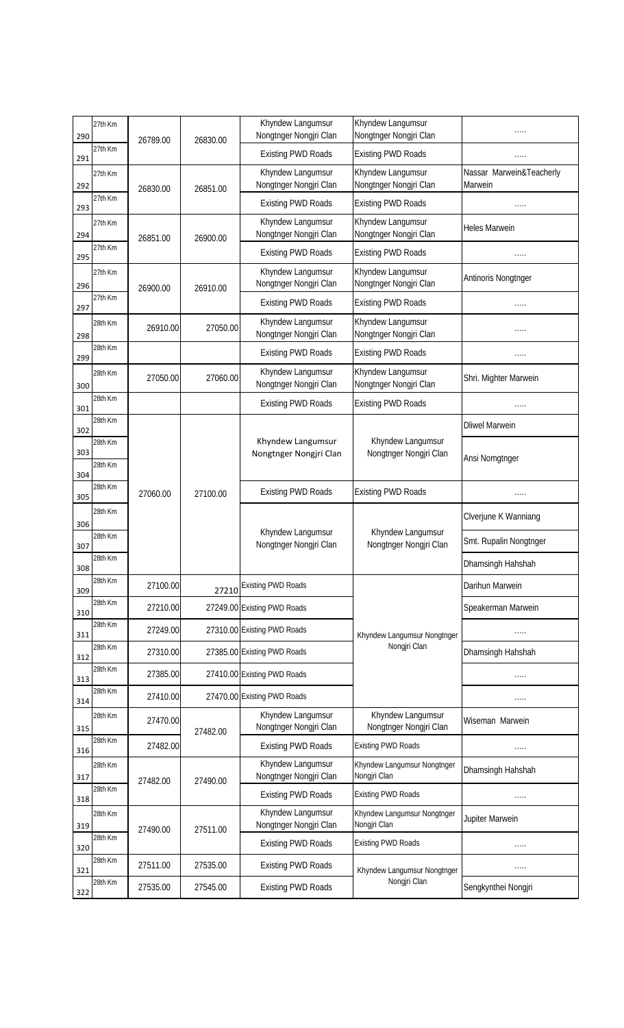| 290 | 27th Km | 26789.00 | 26830.00 | Khyndew Langumsur Nongtnger Nongjri Clan | Khyndew Langumsur Nongtnger Nongjri Clan | ..... |
|---|---|---|---|---|---|---|
| 291 | 27th Km | | | Existing PWD Roads | Existing PWD Roads | ..... |
| 292 | 27th Km | 26830.00 | 26851.00 | Khyndew Langumsur Nongtnger Nongjri Clan | Khyndew Langumsur Nongtnger Nongjri Clan | Nassar Marwein&Teacherly Marwein |
| 293 | 27th Km | | | Existing PWD Roads | Existing PWD Roads | ..... |
| 294 | 27th Km | 26851.00 | 26900.00 | Khyndew Langumsur Nongtnger Nongjri Clan | Khyndew Langumsur Nongtnger Nongjri Clan | Heles Marwein |
| 295 | 27th Km | | | Existing PWD Roads | Existing PWD Roads | ..... |
| 296 | 27th Km | 26900.00 | 26910.00 | Khyndew Langumsur Nongtnger Nongjri Clan | Khyndew Langumsur Nongtnger Nongjri Clan | Antinoris Nongtnger |
| 297 | 27th Km | | | Existing PWD Roads | Existing PWD Roads | ..... |
| 298 | 28th Km | 26910.00 | 27050.00 | Khyndew Langumsur Nongtnger Nongjri Clan | Khyndew Langumsur Nongtnger Nongjri Clan | ..... |
| 299 | 28th Km | | | Existing PWD Roads | Existing PWD Roads | ..... |
| 300 | 28th Km | 27050.00 | 27060.00 | Khyndew Langumsur Nongtnger Nongjri Clan | Khyndew Langumsur Nongtnger Nongjri Clan | Shri. Mighter Marwein |
| 301 | 28th Km | | | Existing PWD Roads | Existing PWD Roads | ..... |
| 302 | 28th Km | 27060.00 | 27100.00 | Khyndew Langumsur Nongtnger Nongjri Clan | Khyndew Langumsur Nongtnger Nongjri Clan | Dliwel Marwein |
| 303 | 28th Km | | | | | Ansi Nomgtnger |
| 304 | 28th Km | | | | | |
| 305 | 28th Km | | | Existing PWD Roads | Existing PWD Roads | ..... |
| 306 | 28th Km | | | Khyndew Langumsur Nongtnger Nongjri Clan | Khyndew Langumsur Nongtnger Nongjri Clan | Clverjune K Wanniang |
| 307 | 28th Km | | | | | Smt. Rupalin Nongtnger |
| 308 | 28th Km | | | | | Dhamsingh Hahshah |
| 309 | 28th Km | 27100.00 | 27210 | Existing PWD Roads | Khyndew Langumsur Nongtnger Nongjri Clan | Darihun Marwein |
| 310 | 28th Km | 27210.00 | 27249.00 | Existing PWD Roads | | Speakerman Marwein |
| 311 | 28th Km | 27249.00 | 27310.00 | Existing PWD Roads | | ..... |
| 312 | 28th Km | 27310.00 | 27385.00 | Existing PWD Roads | | Dhamsingh Hahshah |
| 313 | 28th Km | 27385.00 | 27410.00 | Existing PWD Roads | | ..... |
| 314 | 28th Km | 27410.00 | 27470.00 | Existing PWD Roads | | ..... |
| 315 | 28th Km | 27470.00 | 27482.00 | Khyndew Langumsur Nongtnger Nongjri Clan | Khyndew Langumsur Nongtnger Nongjri Clan | Wiseman Marwein |
| 316 | 28th Km | 27482.00 | | Existing PWD Roads | Existing PWD Roads | ..... |
| 317 | 28th Km | 27482.00 | 27490.00 | Khyndew Langumsur Nongtnger Nongjri Clan | Khyndew Langumsur Nongtnger Nongjri Clan | Dhamsingh Hahshah |
| 318 | 28th Km | | | Existing PWD Roads | Existing PWD Roads | ..... |
| 319 | 28th Km | 27490.00 | 27511.00 | Khyndew Langumsur Nongtnger Nongjri Clan | Khyndew Langumsur Nongtnger Nongjri Clan | Jupiter Marwein |
| 320 | 28th Km | | | Existing PWD Roads | Existing PWD Roads | ..... |
| 321 | 28th Km | 27511.00 | 27535.00 | Existing PWD Roads | Khyndew Langumsur Nongtnger Nongjri Clan | ..... |
| 322 | 28th Km | 27535.00 | 27545.00 | Existing PWD Roads | | Sengkynthei Nongjri |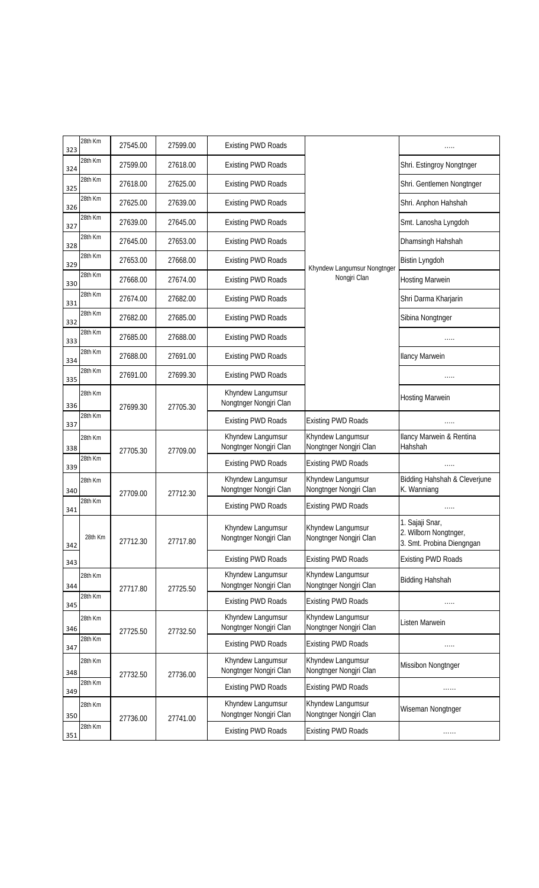| 323 | 28th Km | 27545.00 | 27599.00 | Existing PWD Roads | Khyndew Langumsur Nongtnger Nongjri Clan | ….. |
|---|---|---|---|---|---|---|
| 324 | 28th Km | 27599.00 | 27618.00 | Existing PWD Roads | | Shri. Estingroy Nongtnger |
| 325 | 28th Km | 27618.00 | 27625.00 | Existing PWD Roads | | Shri. Gentlemen Nongtnger |
| 326 | 28th Km | 27625.00 | 27639.00 | Existing PWD Roads | | Shri. Anphon Hahshah |
| 327 | 28th Km | 27639.00 | 27645.00 | Existing PWD Roads | | Smt. Lanosha Lyngdoh |
| 328 | 28th Km | 27645.00 | 27653.00 | Existing PWD Roads | | Dhamsingh Hahshah |
| 329 | 28th Km | 27653.00 | 27668.00 | Existing PWD Roads | | Bistin Lyngdoh |
| 330 | 28th Km | 27668.00 | 27674.00 | Existing PWD Roads | | Hosting Marwein |
| 331 | 28th Km | 27674.00 | 27682.00 | Existing PWD Roads | | Shri Darma Kharjarin |
| 332 | 28th Km | 27682.00 | 27685.00 | Existing PWD Roads | | Sibina Nongtnger |
| 333 | 28th Km | 27685.00 | 27688.00 | Existing PWD Roads | | ….. |
| 334 | 28th Km | 27688.00 | 27691.00 | Existing PWD Roads | | Ilancy Marwein |
| 335 | 28th Km | 27691.00 | 27699.30 | Existing PWD Roads | | ….. |
| 336 | 28th Km | 27699.30 | 27705.30 | Khyndew Langumsur Nongtnger Nongjri Clan | | Hosting Marwein |
| 337 | 28th Km | | | Existing PWD Roads | Existing PWD Roads | ….. |
| 338 | 28th Km | 27705.30 | 27709.00 | Khyndew Langumsur Nongtnger Nongjri Clan | Khyndew Langumsur Nongtnger Nongjri Clan | Ilancy Marwein & Rentina Hahshah |
| 339 | 28th Km | | | Existing PWD Roads | Existing PWD Roads | ….. |
| 340 | 28th Km | 27709.00 | 27712.30 | Khyndew Langumsur Nongtnger Nongjri Clan | Khyndew Langumsur Nongtnger Nongjri Clan | Bidding Hahshah & Cleverjune K. Wanniang |
| 341 | 28th Km | | | Existing PWD Roads | Existing PWD Roads | ….. |
| 342 | 28th Km | 27712.30 | 27717.80 | Khyndew Langumsur Nongtnger Nongjri Clan | Khyndew Langumsur Nongtnger Nongjri Clan | 1. Sajaji Snar, 2. Wilborn Nongtnger, 3. Smt. Probina Diengngan |
| 343 | | | | Existing PWD Roads | Existing PWD Roads | Existing PWD Roads |
| 344 | 28th Km | 27717.80 | 27725.50 | Khyndew Langumsur Nongtnger Nongjri Clan | Khyndew Langumsur Nongtnger Nongjri Clan | Bidding Hahshah |
| 345 | 28th Km | | | Existing PWD Roads | Existing PWD Roads | ….. |
| 346 | 28th Km | 27725.50 | 27732.50 | Khyndew Langumsur Nongtnger Nongjri Clan | Khyndew Langumsur Nongtnger Nongjri Clan | Listen Marwein |
| 347 | 28th Km | | | Existing PWD Roads | Existing PWD Roads | ….. |
| 348 | 28th Km | 27732.50 | 27736.00 | Khyndew Langumsur Nongtnger Nongjri Clan | Khyndew Langumsur Nongtnger Nongjri Clan | Missibon Nongtnger |
| 349 | 28th Km | | | Existing PWD Roads | Existing PWD Roads | …… |
| 350 | 28th Km | 27736.00 | 27741.00 | Khyndew Langumsur Nongtnger Nongjri Clan | Khyndew Langumsur Nongtnger Nongjri Clan | Wiseman Nongtnger |
| 351 | 28th Km | | | Existing PWD Roads | Existing PWD Roads | …… |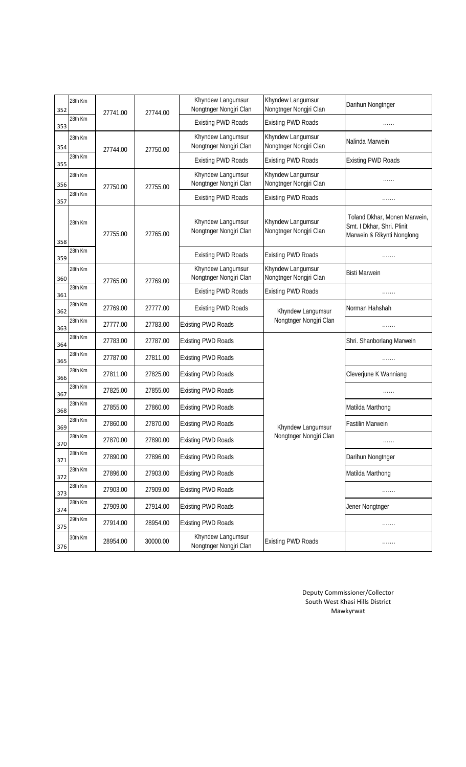| | | | | | | |
|---|---|---|---|---|---|---|
| 352 | 28th Km | 27741.00 | 27744.00 | Khyndew Langumsur Nongtnger Nongjri Clan | Khyndew Langumsur Nongtnger Nongjri Clan | Darihun Nongtnger |
| 353 | 28th Km | | | Existing PWD Roads | Existing PWD Roads | ……. |
| 354 | 28th Km | 27744.00 | 27750.00 | Khyndew Langumsur Nongtnger Nongjri Clan | Khyndew Langumsur Nongtnger Nongjri Clan | Nalinda Marwein |
| 355 | 28th Km | | | Existing PWD Roads | Existing PWD Roads | Existing PWD Roads |
| 356 | 28th Km | 27750.00 | 27755.00 | Khyndew Langumsur Nongtnger Nongjri Clan | Khyndew Langumsur Nongtnger Nongjri Clan | ……. |
| 357 | 28th Km | | | Existing PWD Roads | Existing PWD Roads | ……. |
| 358 | 28th Km | 27755.00 | 27765.00 | Khyndew Langumsur Nongtnger Nongjri Clan | Khyndew Langumsur Nongtnger Nongjri Clan | Toland Dkhar, Monen Marwein, Smt. I Dkhar, Shri. Plinit Marwein & Rikynti Nonglong |
| 359 | 28th Km | | | Existing PWD Roads | Existing PWD Roads | ……. |
| 360 | 28th Km | 27765.00 | 27769.00 | Khyndew Langumsur Nongtnger Nongjri Clan | Khyndew Langumsur Nongtnger Nongjri Clan | Bisti Marwein |
| 361 | 28th Km | | | Existing PWD Roads | Existing PWD Roads | ……. |
| 362 | 28th Km | 27769.00 | 27777.00 | Existing PWD Roads | Khyndew Langumsur Nongtnger Nongjri Clan | Norman Hahshah |
| 363 | 28th Km | 27777.00 | 27783.00 | Existing PWD Roads | | ……. |
| 364 | 28th Km | 27783.00 | 27787.00 | Existing PWD Roads | Khyndew Langumsur Nongtnger Nongjri Clan | Shri. Shanborlang Marwein |
| 365 | 28th Km | 27787.00 | 27811.00 | Existing PWD Roads | | ……. |
| 366 | 28th Km | 27811.00 | 27825.00 | Existing PWD Roads | | Cleverjune K Wanniang |
| 367 | 28th Km | 27825.00 | 27855.00 | Existing PWD Roads | | ……. |
| 368 | 28th Km | 27855.00 | 27860.00 | Existing PWD Roads | | Matilda Marthong |
| 369 | 28th Km | 27860.00 | 27870.00 | Existing PWD Roads | | Fastilin Marwein |
| 370 | 28th Km | 27870.00 | 27890.00 | Existing PWD Roads | | ……. |
| 371 | 28th Km | 27890.00 | 27896.00 | Existing PWD Roads | | Darihun Nongtnger |
| 372 | 28th Km | 27896.00 | 27903.00 | Existing PWD Roads | | Matilda Marthong |
| 373 | 28th Km | 27903.00 | 27909.00 | Existing PWD Roads | | ……. |
| 374 | 28th Km | 27909.00 | 27914.00 | Existing PWD Roads | | Jener Nongtnger |
| 375 | 29th Km | 27914.00 | 28954.00 | Existing PWD Roads | | ……. |
| 376 | 30th Km | 28954.00 | 30000.00 | Khyndew Langumsur Nongtnger Nongjri Clan | Existing PWD Roads | ……. |

Deputy Commissioner/Collector
South West Khasi Hills District
Mawkyrwat